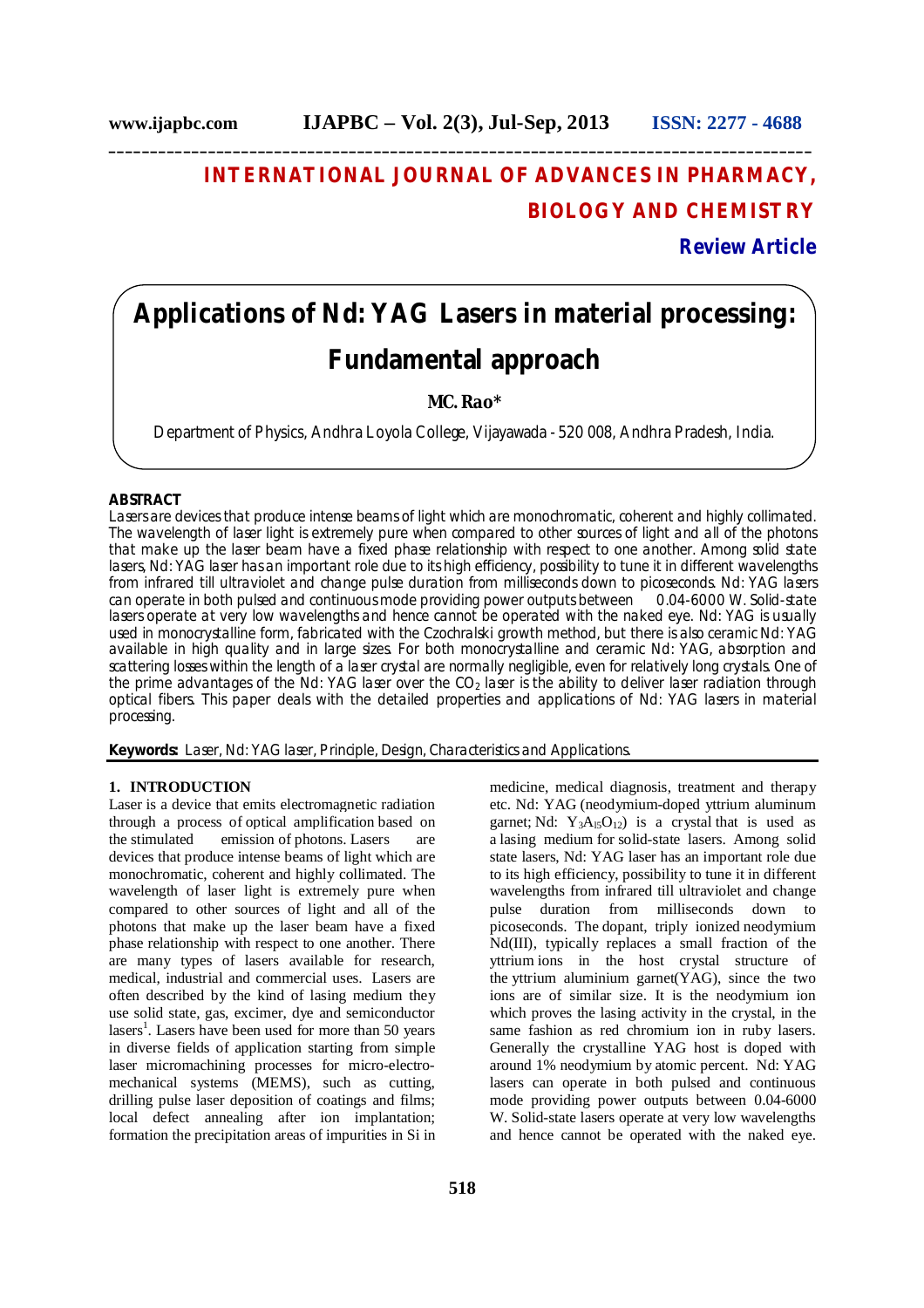# INTERNATIONAL JOURNAL OF ADVANCES IN PHARMACY, BIOLOGY AND CHEMISTRY

**Review Article**

# Applications of Nd: YAG Lasers in material processing: Fundamental approach

**MC. Rao***

Department of Physics, Andhra Loyola College, Vijayawada - 520 008, Andhra Pradesh, India.

## ABSTRACT

Lasers are devices that produce intense beams of light which are monochromatic, coherent and highly collimated. The wavelength of laser light is extremely pure when compared to other sources of light and all of the photons that make up the laser beam have a fixed phase relationship with respect to one another. Among solid state lasers, Nd: YAG laser has an important role due to its high efficiency, possibility to tune it in different wavelengths from infrared till ultraviolet and change pulse duration from milliseconds down to picoseconds. Nd: YAG lasers can operate in both pulsed and continuous mode providing power outputs between 0.04-6000 W. Solid-state lasers operate at very low wavelengths and hence cannot be operated with the naked eye. Nd: YAG is usually used in monocrystalline form, fabricated with the Czochralski growth method, but there is also ceramic Nd: YAG available in high quality and in large sizes. For both monocrystalline and ceramic Nd: YAG, absorption and scattering losses within the length of a laser crystal are normally negligible, even for relatively long crystals. One of the prime advantages of the Nd: YAG laser over the $CO_2$ laser is the ability to deliver laser radiation through optical fibers. This paper deals with the detailed properties and applications of Nd: YAG lasers in material processing.

**Keywords:** Laser, Nd: YAG laser, Principle, Design, Characteristics and Applications.

## 1. INTRODUCTION

Laser is a device that emits electromagnetic radiation through a process of optical amplification based on the stimulated emission of photons. Lasers are devices that produce intense beams of light which are monochromatic, coherent and highly collimated. The wavelength of laser light is extremely pure when compared to other sources of light and all of the photons that make up the laser beam have a fixed phase relationship with respect to one another. There are many types of lasers available for research, medical, industrial and commercial uses. Lasers are often described by the kind of lasing medium they use solid state, gas, excimer, dye and semiconductor lasers[1]. Lasers have been used for more than 50 years in diverse fields of application starting from simple laser micromachining processes for micro-electro-mechanical systems (MEMS), such as cutting, drilling pulse laser deposition of coatings and films; local defect annealing after ion implantation; formation the precipitation areas of impurities in Si in medicine, medical diagnosis, treatment and therapy etc. Nd: YAG (neodymium-doped yttrium aluminum garnet; Nd: $Y_3A_{15}O_{12}$) is a crystal that is used as a lasing medium for solid-state lasers. Among solid state lasers, Nd: YAG laser has an important role due to its high efficiency, possibility to tune it in different wavelengths from infrared till ultraviolet and change pulse duration from milliseconds down to picoseconds. The dopant, triply ionized neodymium Nd(III), typically replaces a small fraction of the yttrium ions in the host crystal structure of the yttrium aluminium garnet(YAG), since the two ions are of similar size. It is the neodymium ion which proves the lasing activity in the crystal, in the same fashion as red chromium ion in ruby lasers. Generally the crystalline YAG host is doped with around 1% neodymium by atomic percent. Nd: YAG lasers can operate in both pulsed and continuous mode providing power outputs between 0.04-6000 W. Solid-state lasers operate at very low wavelengths and hence cannot be operated with the naked eye.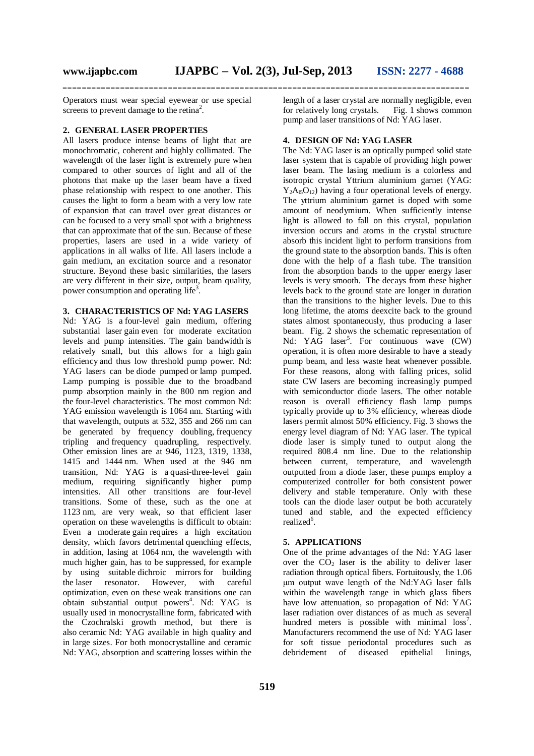Operators must wear special eyewear or use special screens to prevent damage to the retina[2].

## 2. GENERAL LASER PROPERTIES

All lasers produce intense beams of light that are monochromatic, coherent and highly collimated. The wavelength of the laser light is extremely pure when compared to other sources of light and all of the photons that make up the laser beam have a fixed phase relationship with respect to one another. This causes the light to form a beam with a very low rate of expansion that can travel over great distances or can be focused to a very small spot with a brightness that can approximate that of the sun. Because of these properties, lasers are used in a wide variety of applications in all walks of life. All lasers include a gain medium, an excitation source and a resonator structure. Beyond these basic similarities, the lasers are very different in their size, output, beam quality, power consumption and operating life[3].

## 3. CHARACTERISTICS OF Nd: YAG LASERS

Nd: YAG is a four-level gain medium, offering substantial laser gain even for moderate excitation levels and pump intensities. The gain bandwidth is relatively small, but this allows for a high gain efficiency and thus low threshold pump power. Nd: YAG lasers can be diode pumped or lamp pumped. Lamp pumping is possible due to the broadband pump absorption mainly in the 800 nm region and the four-level characteristics. The most common Nd: YAG emission wavelength is 1064 nm. Starting with that wavelength, outputs at 532, 355 and 266 nm can be generated by frequency doubling, frequency tripling and frequency quadrupling, respectively. Other emission lines are at 946, 1123, 1319, 1338, 1415 and 1444 nm. When used at the 946 nm transition, Nd: YAG is a quasi-three-level gain medium, requiring significantly higher pump intensities. All other transitions are four-level transitions. Some of these, such as the one at 1123 nm, are very weak, so that efficient laser operation on these wavelengths is difficult to obtain: Even a moderate gain requires a high excitation density, which favors detrimental quenching effects, in addition, lasing at 1064 nm, the wavelength with much higher gain, has to be suppressed, for example by using suitable dichroic mirrors for building the laser resonator. However, with careful optimization, even on these weak transitions one can obtain substantial output powers[4]. Nd: YAG is usually used in monocrystalline form, fabricated with the Czochralski growth method, but there is also ceramic Nd: YAG available in high quality and in large sizes. For both monocrystalline and ceramic Nd: YAG, absorption and scattering losses within the length of a laser crystal are normally negligible, even for relatively long crystals. Fig. 1 shows common pump and laser transitions of Nd: YAG laser.

## 4. DESIGN OF Nd: YAG LASER

The Nd: YAG laser is an optically pumped solid state laser system that is capable of providing high power laser beam. The lasing medium is a colorless and isotropic crystal Yttrium aluminium garnet (YAG: $Y_2Al_5O_{12}$) having a four operational levels of energy. The yttrium aluminium garnet is doped with some amount of neodymium. When sufficiently intense light is allowed to fall on this crystal, population inversion occurs and atoms in the crystal structure absorb this incident light to perform transitions from the ground state to the absorption bands. This is often done with the help of a flash tube. The transition from the absorption bands to the upper energy laser levels is very smooth. The decays from these higher levels back to the ground state are longer in duration than the transitions to the higher levels. Due to this long lifetime, the atoms deexcite back to the ground states almost spontaneously, thus producing a laser beam. Fig. 2 shows the schematic representation of Nd: YAG laser[5]. For continuous wave (CW) operation, it is often more desirable to have a steady pump beam, and less waste heat whenever possible. For these reasons, along with falling prices, solid state CW lasers are becoming increasingly pumped with semiconductor diode lasers. The other notable reason is overall efficiency flash lamp pumps typically provide up to 3% efficiency, whereas diode lasers permit almost 50% efficiency. Fig. 3 shows the energy level diagram of Nd: YAG laser. The typical diode laser is simply tuned to output along the required 808.4 nm line. Due to the relationship between current, temperature, and wavelength outputted from a diode laser, these pumps employ a computerized controller for both consistent power delivery and stable temperature. Only with these tools can the diode laser output be both accurately tuned and stable, and the expected efficiency realized[6].

## 5. APPLICATIONS

One of the prime advantages of the Nd: YAG laser over the $CO_2$ laser is the ability to deliver laser radiation through optical fibers. Fortuitously, the 1.06 μm output wave length of the Nd:YAG laser falls within the wavelength range in which glass fibers have low attenuation, so propagation of Nd: YAG laser radiation over distances of as much as several hundred meters is possible with minimal loss[7]. Manufacturers recommend the use of Nd: YAG laser for soft tissue periodontal procedures such as debridement of diseased epithelial linings,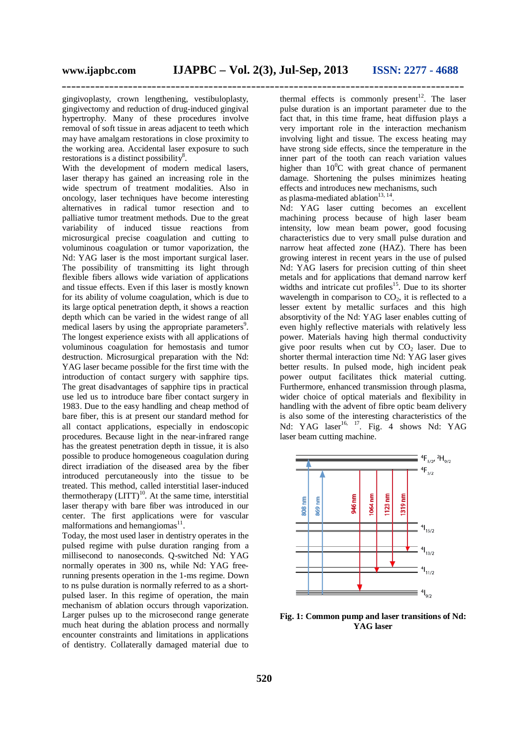gingivoplasty, crown lengthening, vestibuloplasty, gingivectomy and reduction of drug-induced gingival hypertrophy. Many of these procedures involve removal of soft tissue in areas adjacent to teeth which may have amalgam restorations in close proximity to the working area. Accidental laser exposure to such restorations is a distinct possibility[8].

With the development of modern medical lasers, laser therapy has gained an increasing role in the wide spectrum of treatment modalities. Also in oncology, laser techniques have become interesting alternatives in radical tumor resection and to palliative tumor treatment methods. Due to the great variability of induced tissue reactions from microsurgical precise coagulation and cutting to voluminous coagulation or tumor vaporization, the Nd: YAG laser is the most important surgical laser. The possibility of transmitting its light through flexible fibers allows wide variation of applications and tissue effects. Even if this laser is mostly known for its ability of volume coagulation, which is due to its large optical penetration depth, it shows a reaction depth which can be varied in the widest range of all medical lasers by using the appropriate parameters[9]. The longest experience exists with all applications of voluminous coagulation for hemostasis and tumor destruction. Microsurgical preparation with the Nd: YAG laser became possible for the first time with the introduction of contact surgery with sapphire tips. The great disadvantages of sapphire tips in practical use led us to introduce bare fiber contact surgery in 1983. Due to the easy handling and cheap method of bare fiber, this is at present our standard method for all contact applications, especially in endoscopic procedures. Because light in the near-infrared range has the greatest penetration depth in tissue, it is also possible to produce homogeneous coagulation during direct irradiation of the diseased area by the fiber introduced percutaneously into the tissue to be treated. This method, called interstitial laser-induced thermotherapy (LITT)[10]. At the same time, interstitial laser therapy with bare fiber was introduced in our center. The first applications were for vascular malformations and hemangiomas[11].

Today, the most used laser in dentistry operates in the pulsed regime with pulse duration ranging from a millisecond to nanoseconds. Q-switched Nd: YAG normally operates in 300 ns, while Nd: YAG free-running presents operation in the 1-ms regime. Down to ns pulse duration is normally referred to as a short-pulsed laser. In this regime of operation, the main mechanism of ablation occurs through vaporization. Larger pulses up to the microsecond range generate much heat during the ablation process and normally encounter constraints and limitations in applications of dentistry. Collaterally damaged material due to thermal effects is commonly present[12]. The laser pulse duration is an important parameter due to the fact that, in this time frame, heat diffusion plays a very important role in the interaction mechanism involving light and tissue. The excess heating may have strong side effects, since the temperature in the inner part of the tooth can reach variation values higher than $10^0$C with great chance of permanent damage. Shortening the pulses minimizes heating effects and introduces new mechanisms, such as plasma-mediated ablation[13, 14].

Nd: YAG laser cutting becomes an excellent machining process because of high laser beam intensity, low mean beam power, good focusing characteristics due to very small pulse duration and narrow heat affected zone (HAZ). There has been growing interest in recent years in the use of pulsed Nd: YAG lasers for precision cutting of thin sheet metals and for applications that demand narrow kerf widths and intricate cut profiles[15]. Due to its shorter wavelength in comparison to $CO_2$, it is reflected to a lesser extent by metallic surfaces and this high absorptivity of the Nd: YAG laser enables cutting of even highly reflective materials with relatively less power. Materials having high thermal conductivity give poor results when cut by $CO_2$ laser. Due to shorter thermal interaction time Nd: YAG laser gives better results. In pulsed mode, high incident peak power output facilitates thick material cutting. Furthermore, enhanced transmission through plasma, wider choice of optical materials and flexibility in handling with the advent of fibre optic beam delivery is also some of the interesting characteristics of the Nd: YAG laser[16, 17]. Fig. 4 shows Nd: YAG laser beam cutting machine.

**Fig. 1: Common pump and laser transitions of Nd: YAG laser**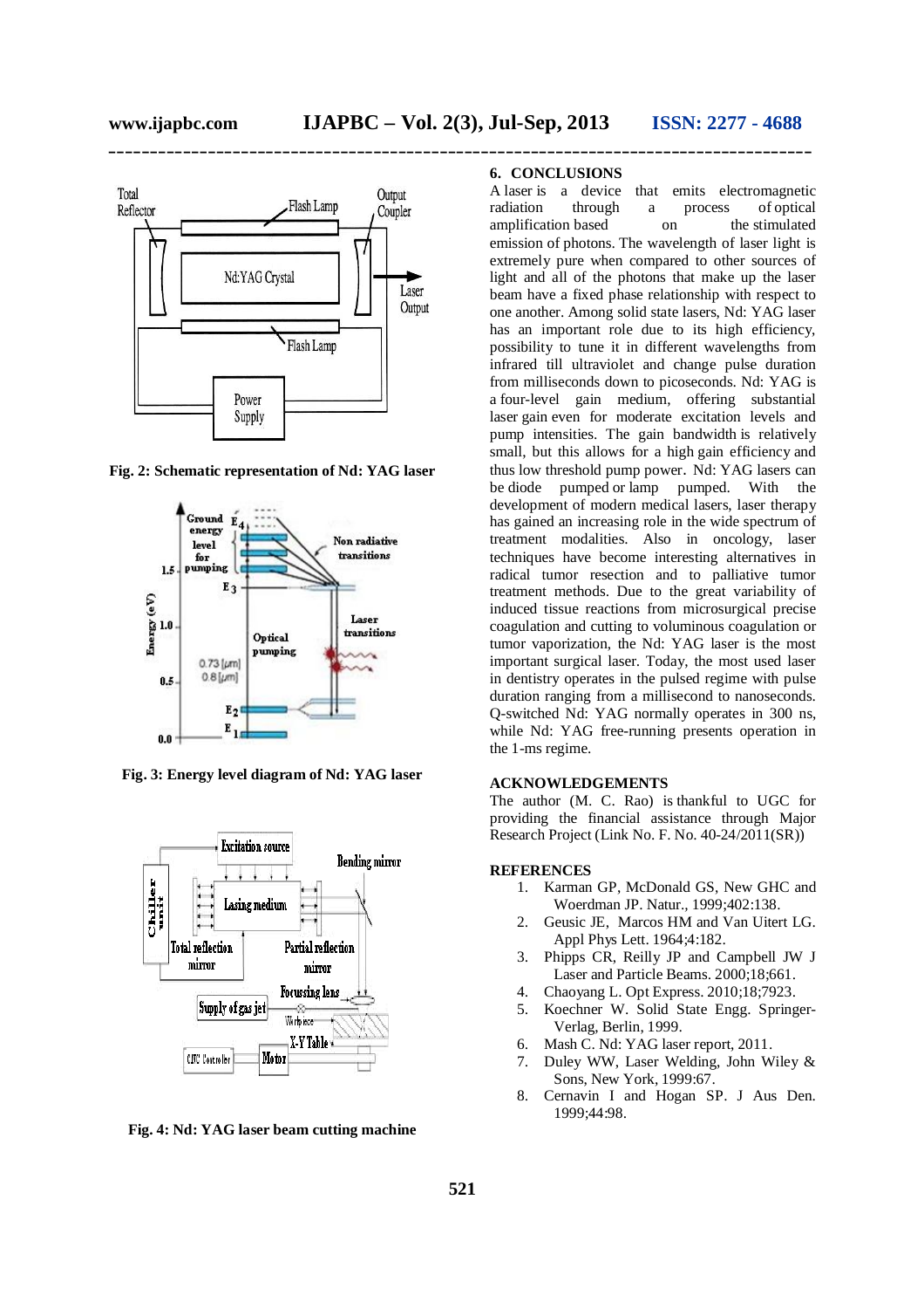Fig. 2: Schematic representation of Nd: YAG laser

Fig. 3: Energy level diagram of Nd: YAG laser

Fig. 4: Nd: YAG laser beam cutting machine

## 6. CONCLUSIONS

A laser is a device that emits electromagnetic radiation through a process of optical amplification based on the stimulated emission of photons. The wavelength of laser light is extremely pure when compared to other sources of light and all of the photons that make up the laser beam have a fixed phase relationship with respect to one another. Among solid state lasers, Nd: YAG laser has an important role due to its high efficiency, possibility to tune it in different wavelengths from infrared till ultraviolet and change pulse duration from milliseconds down to picoseconds. Nd: YAG is a four-level gain medium, offering substantial laser gain even for moderate excitation levels and pump intensities. The gain bandwidth is relatively small, but this allows for a high gain efficiency and thus low threshold pump power. Nd: YAG lasers can be diode pumped or lamp pumped. With the development of modern medical lasers, laser therapy has gained an increasing role in the wide spectrum of treatment modalities. Also in oncology, laser techniques have become interesting alternatives in radical tumor resection and to palliative tumor treatment methods. Due to the great variability of induced tissue reactions from microsurgical precise coagulation and cutting to voluminous coagulation or tumor vaporization, the Nd: YAG laser is the most important surgical laser. Today, the most used laser in dentistry operates in the pulsed regime with pulse duration ranging from a millisecond to nanoseconds. Q-switched Nd: YAG normally operates in 300 ns, while Nd: YAG free-running presents operation in the 1-ms regime.

## ACKNOWLEDGEMENTS

The author (M. C. Rao) is thankful to UGC for providing the financial assistance through Major Research Project (Link No. F. No. 40-24/2011(SR))

## REFERENCES

1. Karman GP, McDonald GS, New GHC and Woerdman JP. Natur., 1999;402:138.
2. Geusic JE, Marcos HM and Van Uitert LG. Appl Phys Lett. 1964;4:182.
3. Phipps CR, Reilly JP and Campbell JW J Laser and Particle Beams. 2000;18;661.
4. Chaoyang L. Opt Express. 2010;18;7923.
5. Koechner W. Solid State Engg. Springer-Verlag, Berlin, 1999.
6. Mash C. Nd: YAG laser report, 2011.
7. Duley WW, Laser Welding, John Wiley & Sons, New York, 1999:67.
8. Cernavin I and Hogan SP. J Aus Den. 1999;44:98.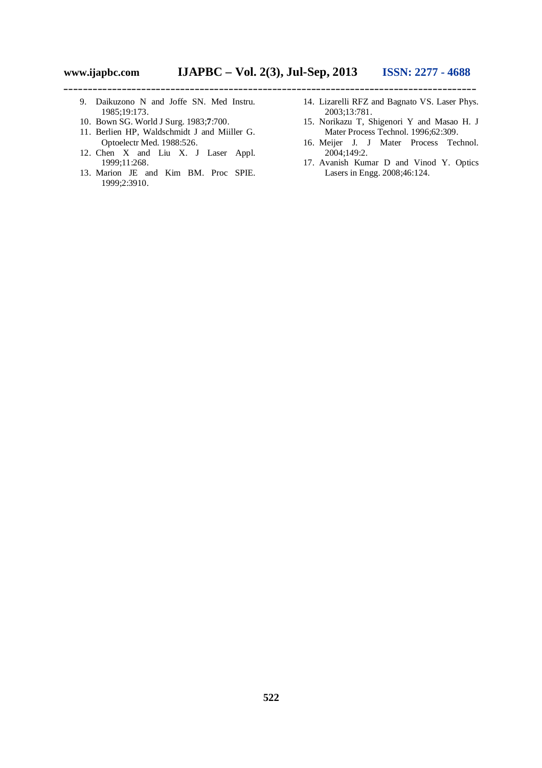9. Daikuzono N and Joffe SN. Med Instru. 1985;19:173.
10. Bown SG. World J Surg. 1983;**7**:700.
11. Berlien HP, Waldschmidt J and Miiller G. Optoelectr Med. 1988:526.
12. Chen X and Liu X. J Laser Appl. 1999;11:268.
13. Marion JE and Kim BM. Proc SPIE. 1999;2:3910.
14. Lizarelli RFZ and Bagnato VS. Laser Phys. 2003;13:781.
15. Norikazu T, Shigenori Y and Masao H. J Mater Process Technol. 1996;62:309.
16. Meijer J. J Mater Process Technol. 2004;149:2.
17. Avanish Kumar D and Vinod Y. Optics Lasers in Engg. 2008;46:124.